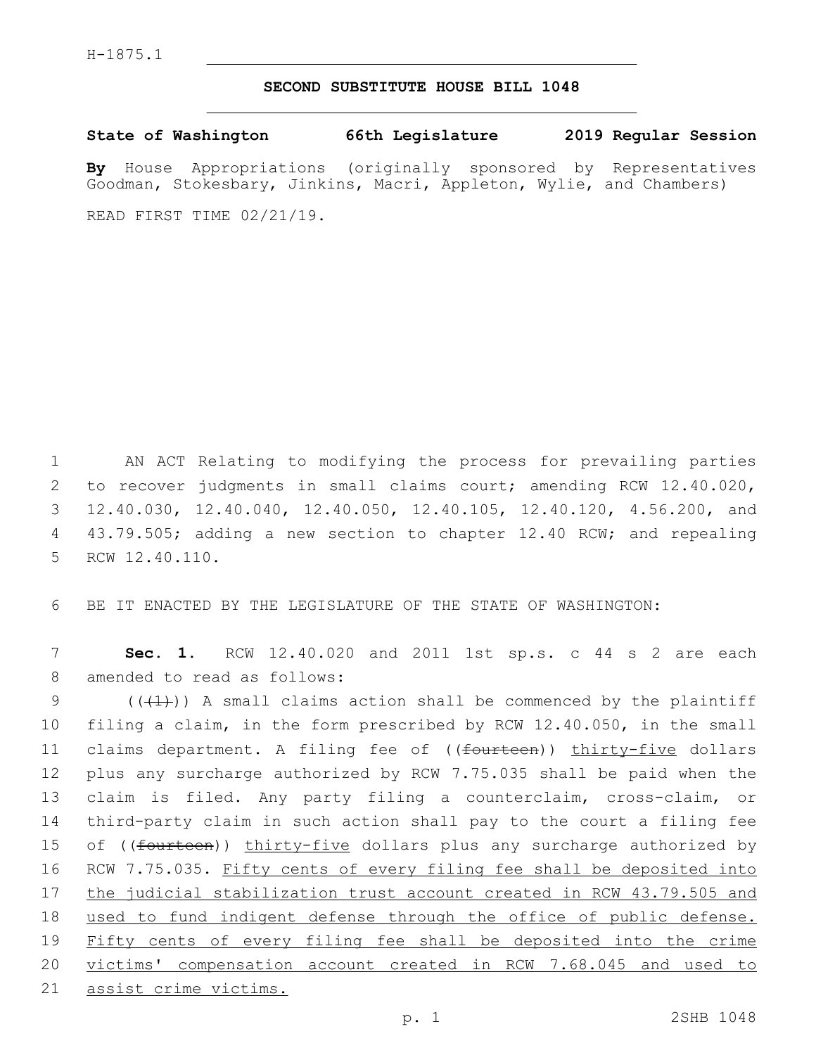H-1875.1

# SECOND SUBSTITUTE HOUSE BILL 1048

**State of Washington 66th Legislature 2019 Regular Session**

**By** House Appropriations (originally sponsored by Representatives Goodman, Stokesbary, Jinkins, Macri, Appleton, Wylie, and Chambers)

READ FIRST TIME 02/21/19.

AN ACT Relating to modifying the process for prevailing parties to recover judgments in small claims court; amending RCW 12.40.020, 12.40.030, 12.40.040, 12.40.050, 12.40.105, 12.40.120, 4.56.200, and 43.79.505; adding a new section to chapter 12.40 RCW; and repealing RCW 12.40.110.

BE IT ENACTED BY THE LEGISLATURE OF THE STATE OF WASHINGTON:

**Sec. 1.** RCW 12.40.020 and 2011 1st sp.s. c 44 s 2 are each amended to read as follows:

((~~(1)~~)) A small claims action shall be commenced by the plaintiff filing a claim, in the form prescribed by RCW 12.40.050, in the small claims department. A filing fee of ((~~fourteen~~)) <u>thirty-five</u> dollars plus any surcharge authorized by RCW 7.75.035 shall be paid when the claim is filed. Any party filing a counterclaim, cross-claim, or third-party claim in such action shall pay to the court a filing fee of ((~~fourteen~~)) <u>thirty-five</u> dollars plus any surcharge authorized by RCW 7.75.035. <u>Fifty cents of every filing fee shall be deposited into the judicial stabilization trust account created in RCW 43.79.505 and used to fund indigent defense through the office of public defense. Fifty cents of every filing fee shall be deposited into the crime victims' compensation account created in RCW 7.68.045 and used to assist crime victims.</u>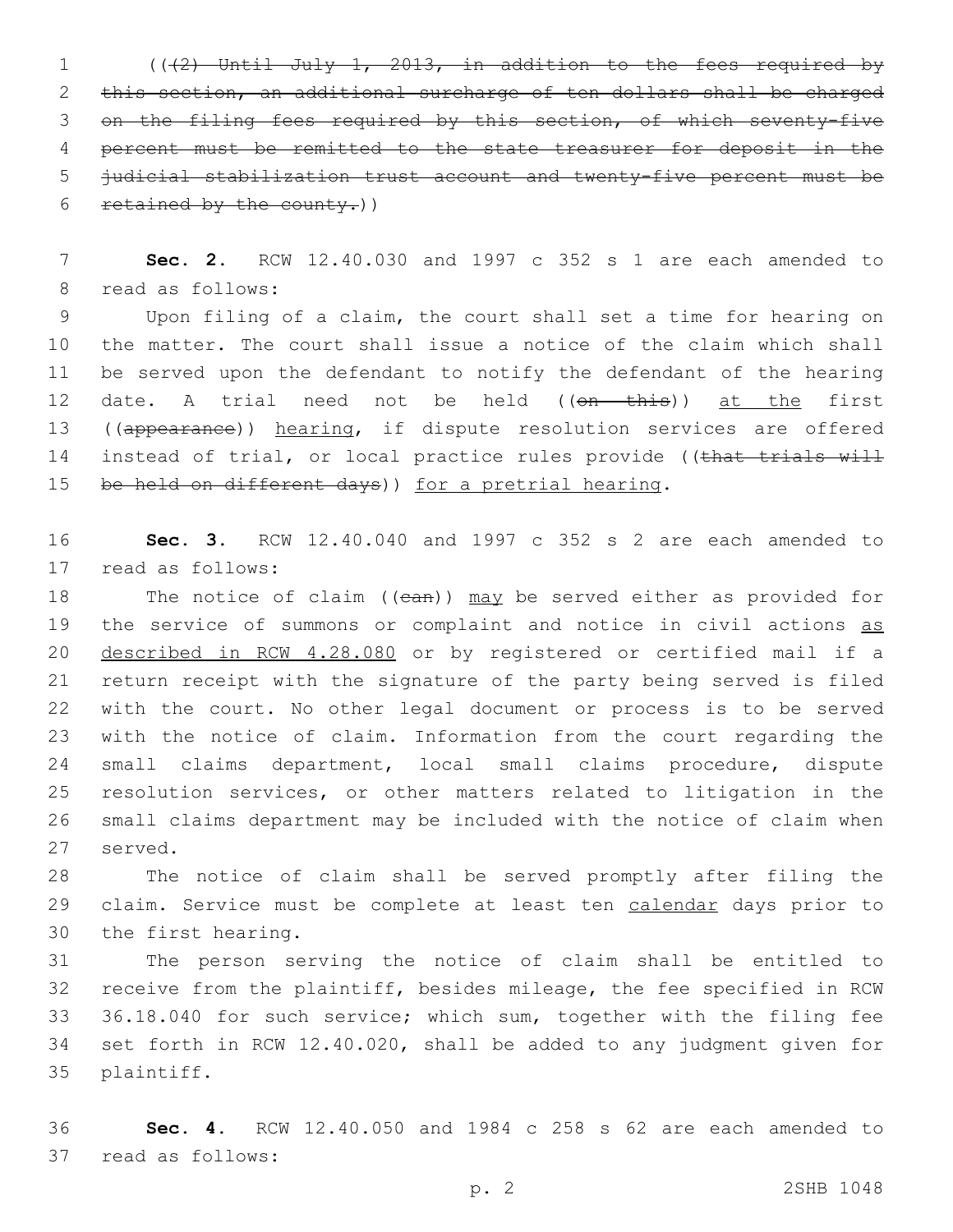(((2) Until July 1, 2013, in addition to the fees required by this section, an additional surcharge of ten dollars shall be charged on the filing fees required by this section, of which seventy-five percent must be remitted to the state treasurer for deposit in the judicial stabilization trust account and twenty-five percent must be retained by the county.))

**Sec. 2.** RCW 12.40.030 and 1997 c 352 s 1 are each amended to read as follows:

Upon filing of a claim, the court shall set a time for hearing on the matter. The court shall issue a notice of the claim which shall be served upon the defendant to notify the defendant of the hearing date. A trial need not be held ((on this)) at the first ((appearance)) hearing, if dispute resolution services are offered instead of trial, or local practice rules provide ((that trials will be held on different days)) for a pretrial hearing.

**Sec. 3.** RCW 12.40.040 and 1997 c 352 s 2 are each amended to read as follows:

The notice of claim ((can)) may be served either as provided for the service of summons or complaint and notice in civil actions as described in RCW 4.28.080 or by registered or certified mail if a return receipt with the signature of the party being served is filed with the court. No other legal document or process is to be served with the notice of claim. Information from the court regarding the small claims department, local small claims procedure, dispute resolution services, or other matters related to litigation in the small claims department may be included with the notice of claim when served.

The notice of claim shall be served promptly after filing the claim. Service must be complete at least ten calendar days prior to the first hearing.

The person serving the notice of claim shall be entitled to receive from the plaintiff, besides mileage, the fee specified in RCW 36.18.040 for such service; which sum, together with the filing fee set forth in RCW 12.40.020, shall be added to any judgment given for plaintiff.

**Sec. 4.** RCW 12.40.050 and 1984 c 258 s 62 are each amended to read as follows: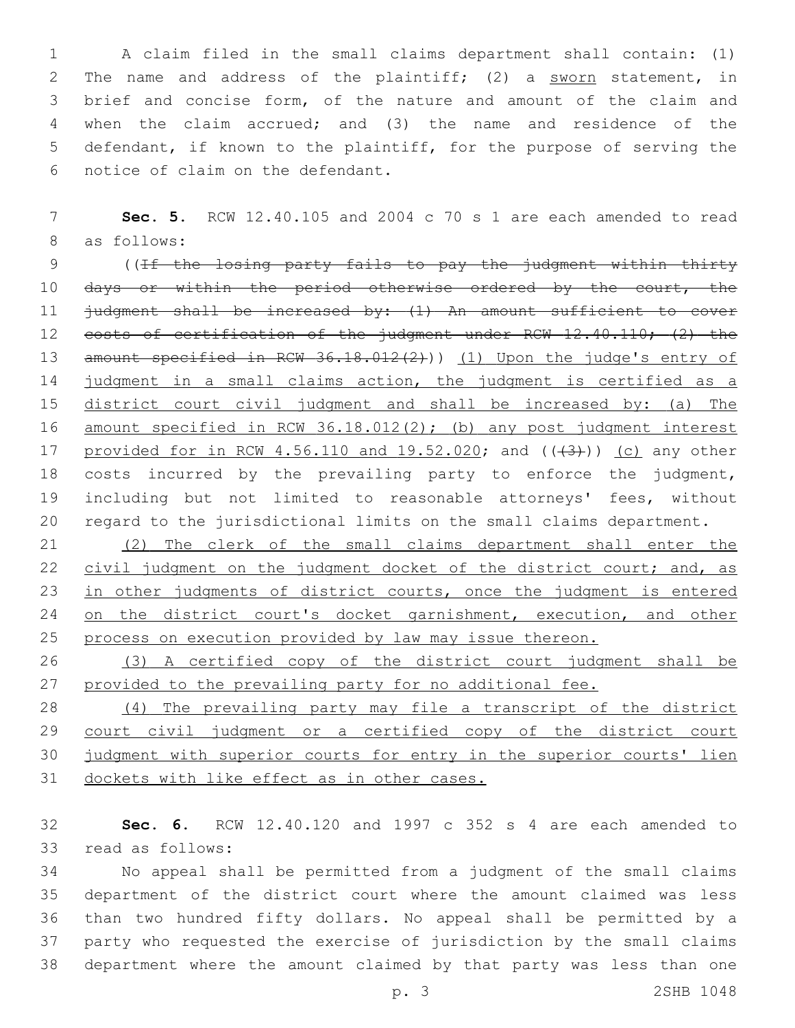A claim filed in the small claims department shall contain: (1) The name and address of the plaintiff; (2) a sworn statement, in brief and concise form, of the nature and amount of the claim and when the claim accrued; and (3) the name and residence of the defendant, if known to the plaintiff, for the purpose of serving the notice of claim on the defendant.

**Sec. 5.** RCW 12.40.105 and 2004 c 70 s 1 are each amended to read as follows:

((~~If the losing party fails to pay the judgment within thirty days or within the period otherwise ordered by the court, the judgment shall be increased by: (1) An amount sufficient to cover costs of certification of the judgment under RCW 12.40.110; (2) the amount specified in RCW 36.18.012(2)~~)) (1) Upon the judge's entry of judgment in a small claims action, the judgment is certified as a district court civil judgment and shall be increased by: (a) The amount specified in RCW 36.18.012(2); (b) any post judgment interest provided for in RCW 4.56.110 and 19.52.020; and ((~~(3)~~)) (c) any other costs incurred by the prevailing party to enforce the judgment, including but not limited to reasonable attorneys' fees, without regard to the jurisdictional limits on the small claims department.

(2) The clerk of the small claims department shall enter the civil judgment on the judgment docket of the district court; and, as in other judgments of district courts, once the judgment is entered on the district court's docket garnishment, execution, and other process on execution provided by law may issue thereon.

(3) A certified copy of the district court judgment shall be provided to the prevailing party for no additional fee.

(4) The prevailing party may file a transcript of the district court civil judgment or a certified copy of the district court judgment with superior courts for entry in the superior courts' lien dockets with like effect as in other cases.

**Sec. 6.** RCW 12.40.120 and 1997 c 352 s 4 are each amended to read as follows:

No appeal shall be permitted from a judgment of the small claims department of the district court where the amount claimed was less than two hundred fifty dollars. No appeal shall be permitted by a party who requested the exercise of jurisdiction by the small claims department where the amount claimed by that party was less than one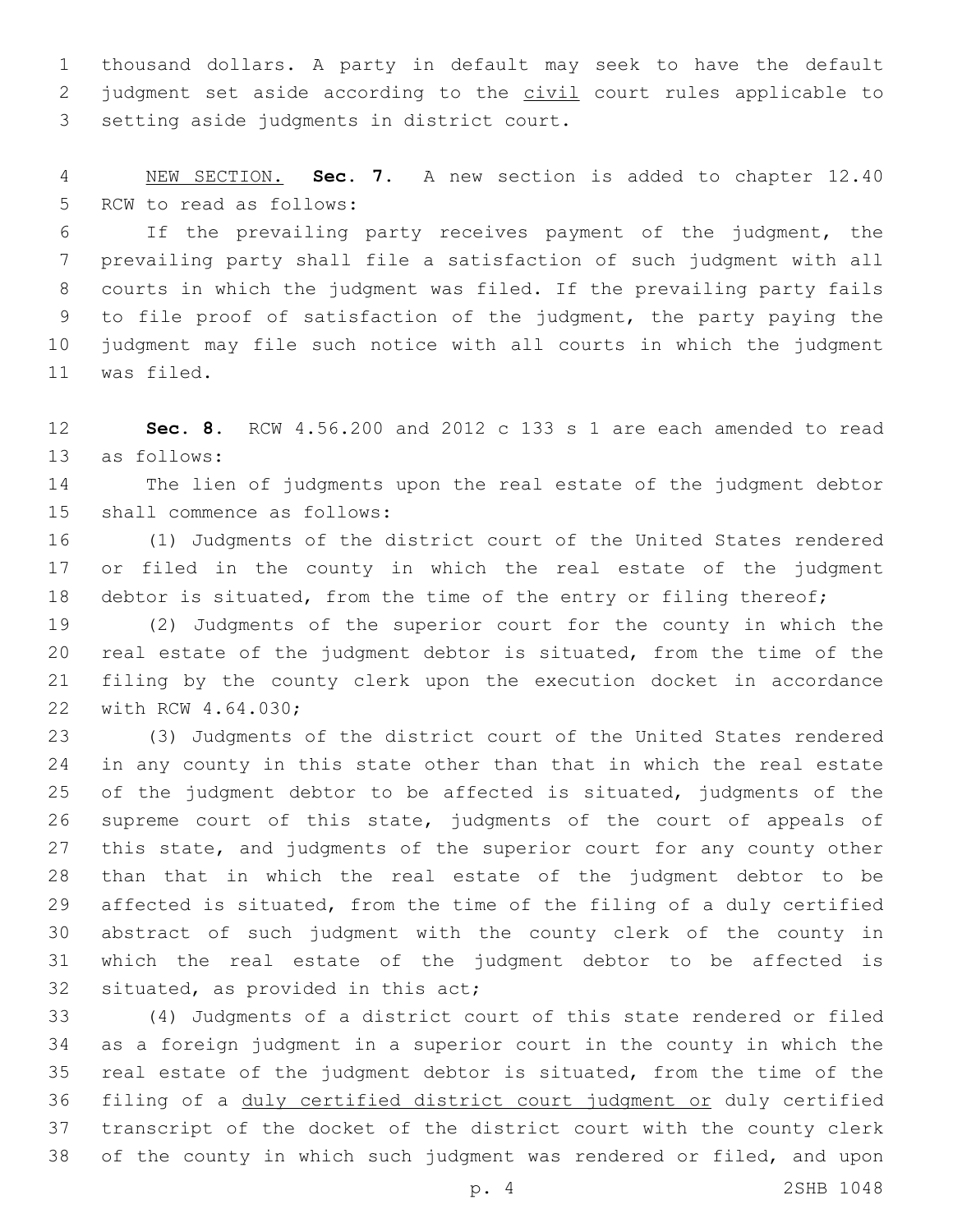thousand dollars. A party in default may seek to have the default judgment set aside according to the <u>civil</u> court rules applicable to setting aside judgments in district court.

<u>NEW SECTION.</u> **Sec. 7.** A new section is added to chapter 12.40 RCW to read as follows:

If the prevailing party receives payment of the judgment, the prevailing party shall file a satisfaction of such judgment with all courts in which the judgment was filed. If the prevailing party fails to file proof of satisfaction of the judgment, the party paying the judgment may file such notice with all courts in which the judgment was filed.

**Sec. 8.** RCW 4.56.200 and 2012 c 133 s 1 are each amended to read as follows:

The lien of judgments upon the real estate of the judgment debtor shall commence as follows:

(1) Judgments of the district court of the United States rendered or filed in the county in which the real estate of the judgment debtor is situated, from the time of the entry or filing thereof;

(2) Judgments of the superior court for the county in which the real estate of the judgment debtor is situated, from the time of the filing by the county clerk upon the execution docket in accordance with RCW 4.64.030;

(3) Judgments of the district court of the United States rendered in any county in this state other than that in which the real estate of the judgment debtor to be affected is situated, judgments of the supreme court of this state, judgments of the court of appeals of this state, and judgments of the superior court for any county other than that in which the real estate of the judgment debtor to be affected is situated, from the time of the filing of a duly certified abstract of such judgment with the county clerk of the county in which the real estate of the judgment debtor to be affected is situated, as provided in this act;

(4) Judgments of a district court of this state rendered or filed as a foreign judgment in a superior court in the county in which the real estate of the judgment debtor is situated, from the time of the filing of a <u>duly certified district court judgment or</u> duly certified transcript of the docket of the district court with the county clerk of the county in which such judgment was rendered or filed, and upon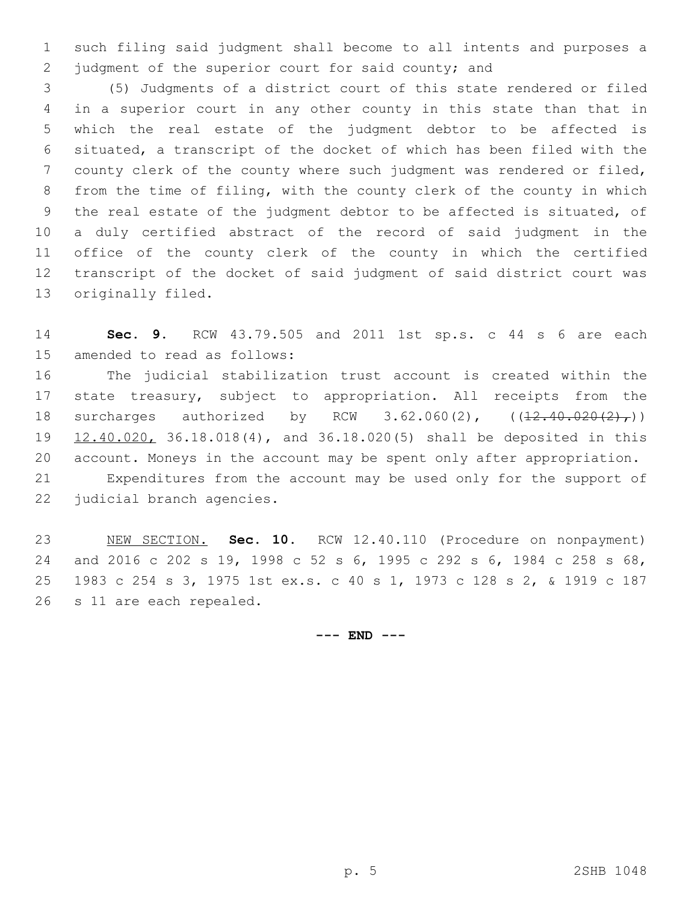such filing said judgment shall become to all intents and purposes a judgment of the superior court for said county; and

(5) Judgments of a district court of this state rendered or filed in a superior court in any other county in this state than that in which the real estate of the judgment debtor to be affected is situated, a transcript of the docket of which has been filed with the county clerk of the county where such judgment was rendered or filed, from the time of filing, with the county clerk of the county in which the real estate of the judgment debtor to be affected is situated, of a duly certified abstract of the record of said judgment in the office of the county clerk of the county in which the certified transcript of the docket of said judgment of said district court was originally filed.

**Sec. 9.** RCW 43.79.505 and 2011 1st sp.s. c 44 s 6 are each amended to read as follows:

The judicial stabilization trust account is created within the state treasury, subject to appropriation. All receipts from the surcharges authorized by RCW 3.62.060(2), ((~~12.40.020(2),~~)) 12.40.020, 36.18.018(4), and 36.18.020(5) shall be deposited in this account. Moneys in the account may be spent only after appropriation. Expenditures from the account may be used only for the support of judicial branch agencies.

NEW SECTION. **Sec. 10.** RCW 12.40.110 (Procedure on nonpayment) and 2016 c 202 s 19, 1998 c 52 s 6, 1995 c 292 s 6, 1984 c 258 s 68, 1983 c 254 s 3, 1975 1st ex.s. c 40 s 1, 1973 c 128 s 2, & 1919 c 187 s 11 are each repealed.

**--- END ---**